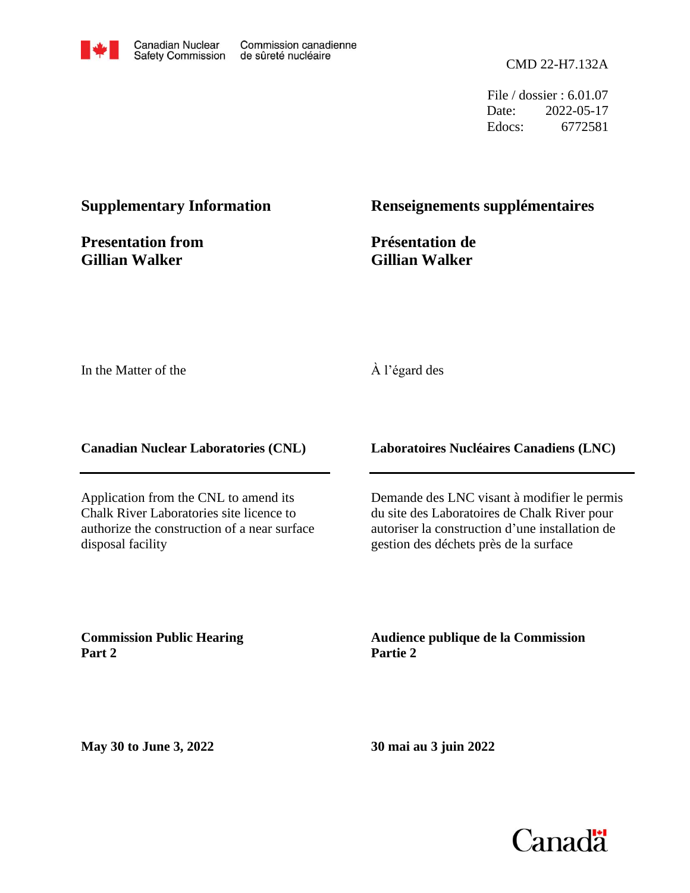Canadian Nuclear Safety Commission | Commission canadienne de sûreté nucléaire

CMD 22-H7.132A

File / dossier : 6.01.07
Date: 2022-05-17
Edocs: 6772581

## Supplementary Information

## Presentation from Gillian Walker

## Renseignements supplémentaires

## Présentation de Gillian Walker

In the Matter of the

À l'égard des

**Canadian Nuclear Laboratories (CNL)**

**Laboratoires Nucléaires Canadiens (LNC)**

Application from the CNL to amend its Chalk River Laboratories site licence to authorize the construction of a near surface disposal facility

Demande des LNC visant à modifier le permis du site des Laboratoires de Chalk River pour autoriser la construction d'une installation de gestion des déchets près de la surface

**Commission Public Hearing**
**Part 2**

**Audience publique de la Commission**
**Partie 2**

**May 30 to June 3, 2022**

**30 mai au 3 juin 2022**

Canada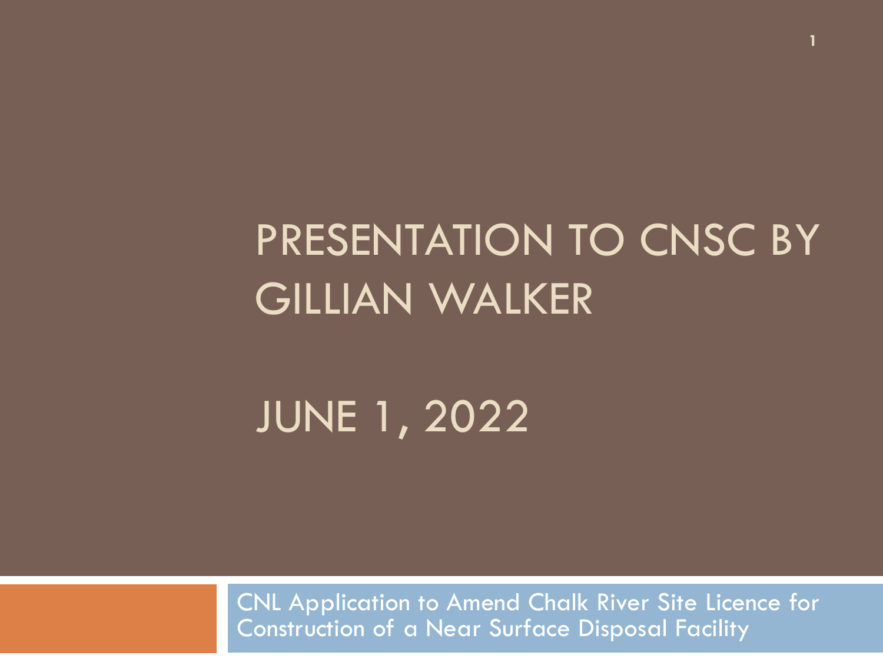# PRESENTATION TO CNSC BY GILLIAN WALKER

# JUNE 1, 2022

CNL Application to Amend Chalk River Site Licence for Construction of a Near Surface Disposal Facility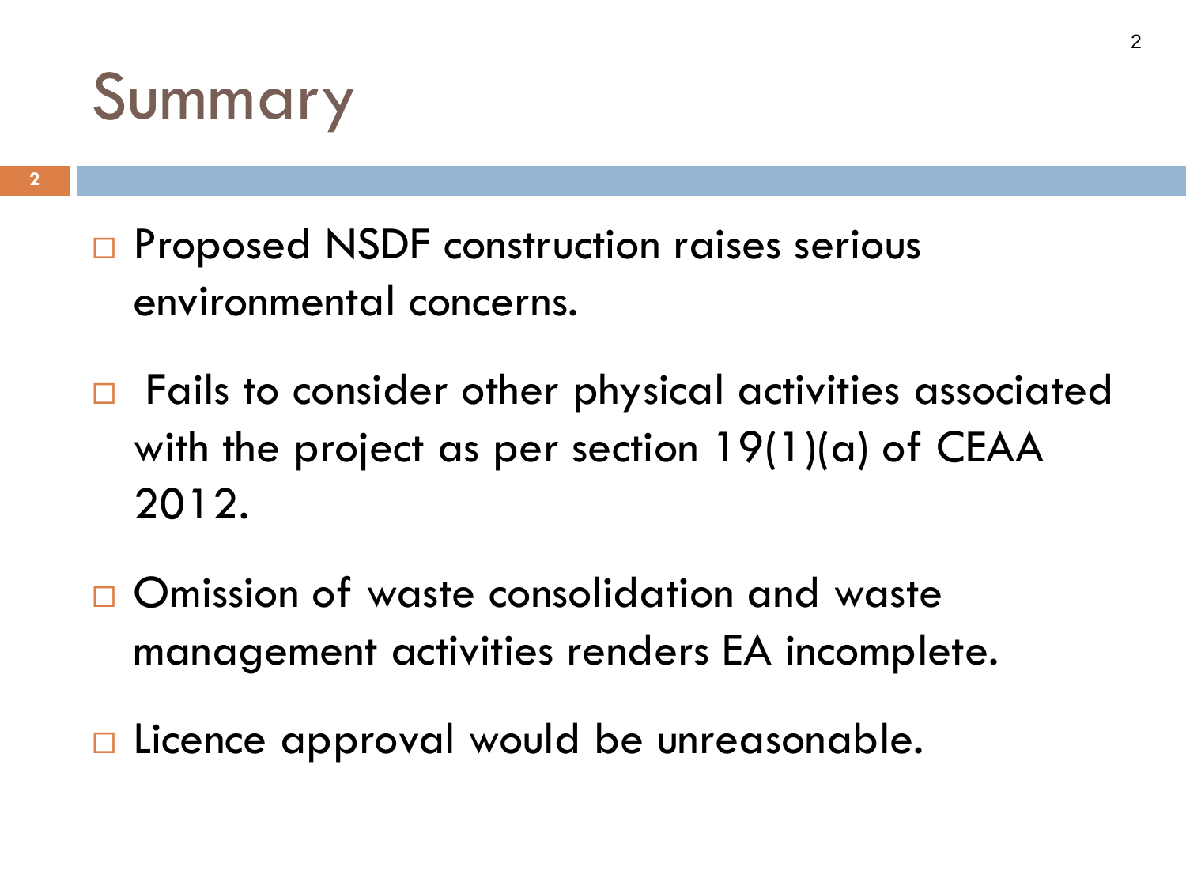# Summary

- Proposed NSDF construction raises serious environmental concerns.
- Fails to consider other physical activities associated with the project as per section 19(1)(a) of CEAA 2012.
- Omission of waste consolidation and waste management activities renders EA incomplete.
- Licence approval would be unreasonable.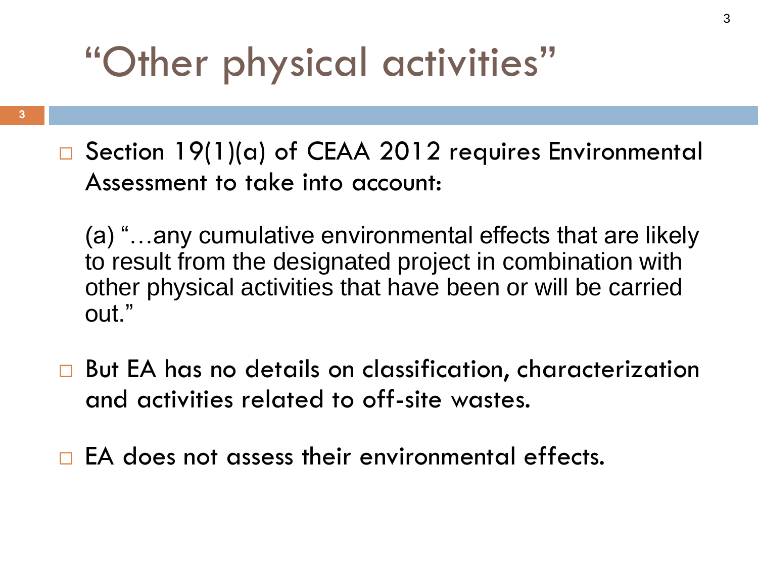# “Other physical activities”

- Section 19(1)(a) of CEAA 2012 requires Environmental Assessment to take into account:

  (a) “…any cumulative environmental effects that are likely to result from the designated project in combination with other physical activities that have been or will be carried out.”

- But EA has no details on classification, characterization and activities related to off-site wastes.

- EA does not assess their environmental effects.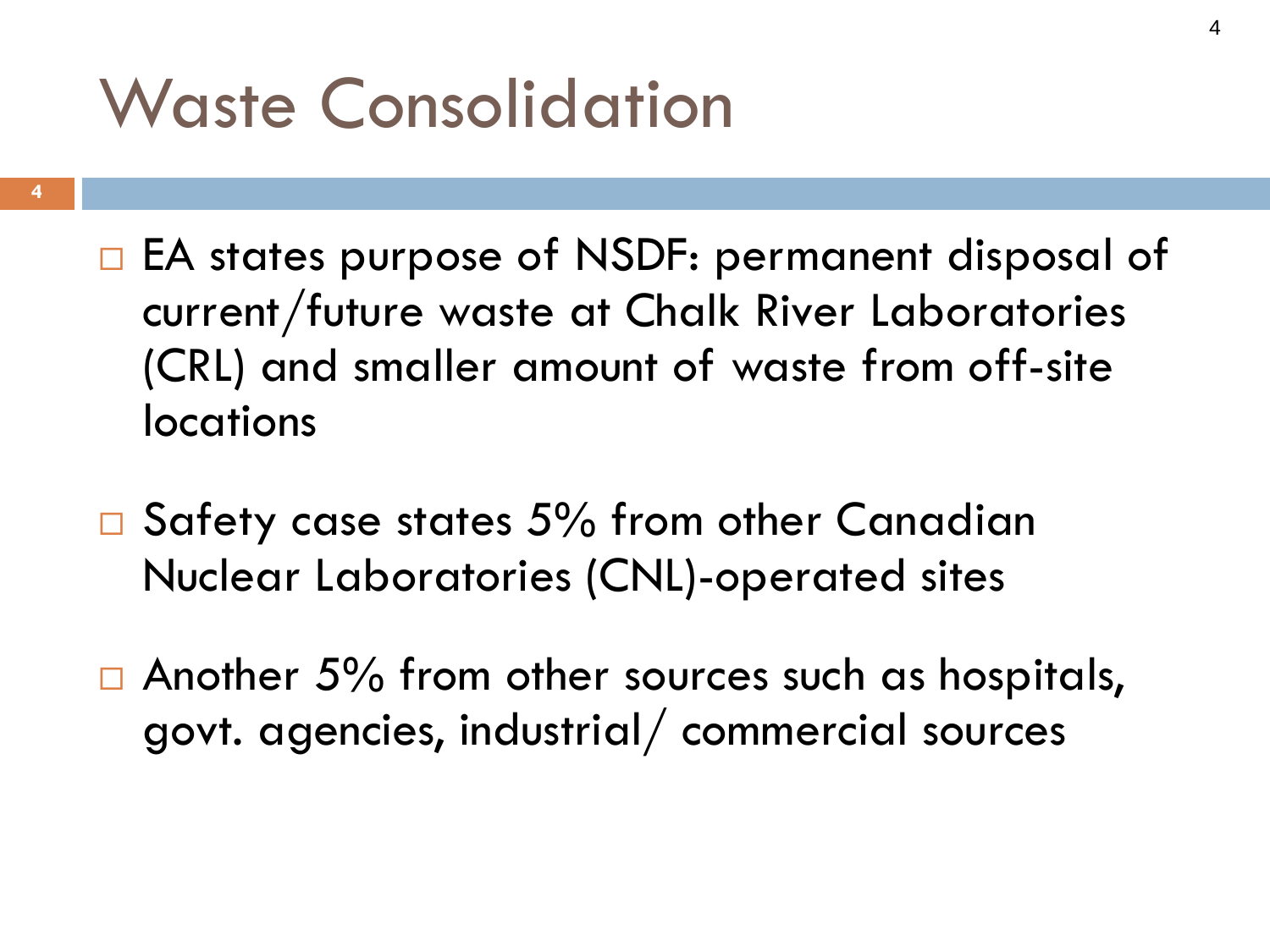# Waste Consolidation

- EA states purpose of NSDF: permanent disposal of current/future waste at Chalk River Laboratories (CRL) and smaller amount of waste from off-site locations
- Safety case states 5% from other Canadian Nuclear Laboratories (CNL)-operated sites
- Another 5% from other sources such as hospitals, govt. agencies, industrial/ commercial sources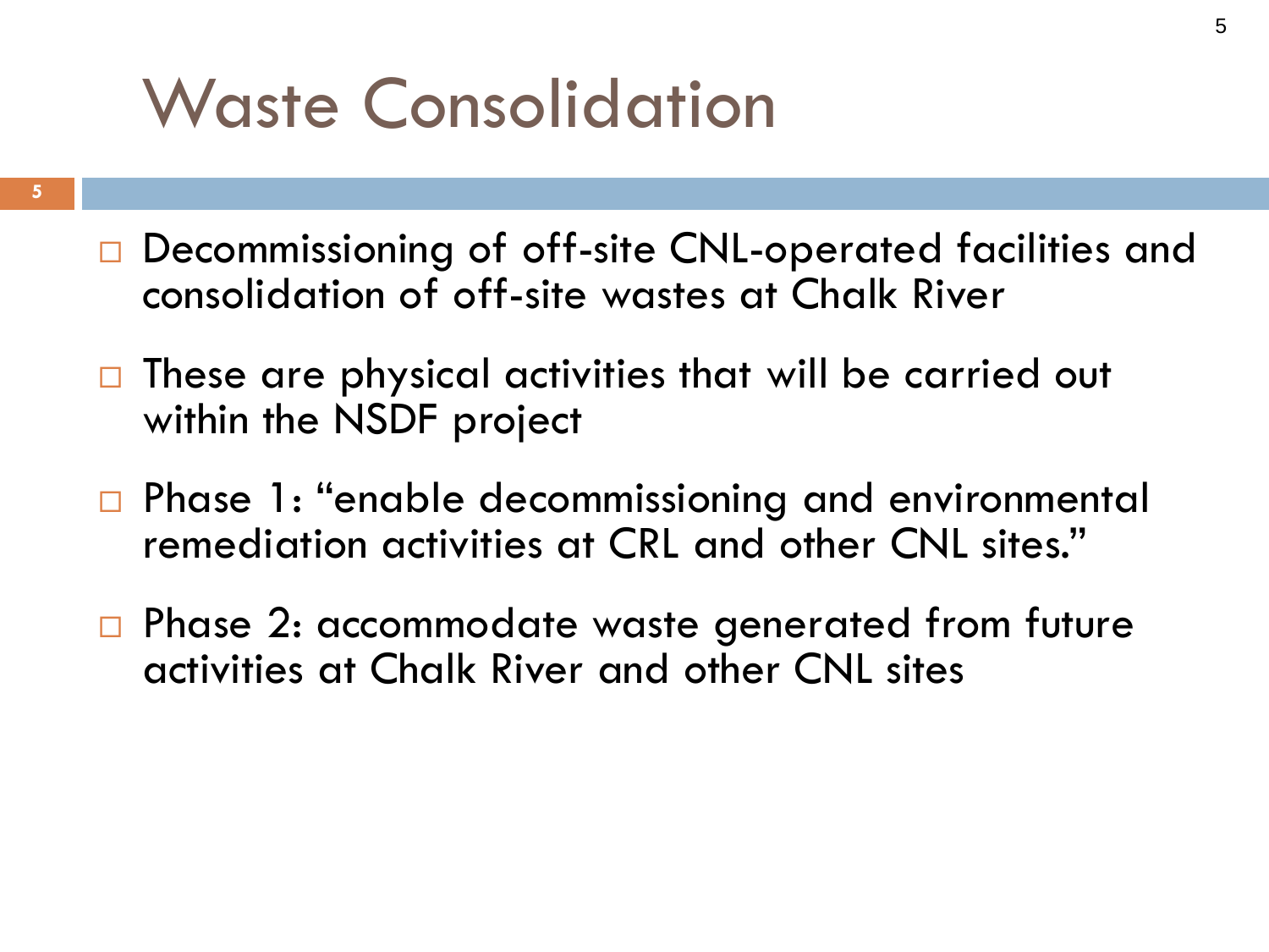# Waste Consolidation

- Decommissioning of off-site CNL-operated facilities and consolidation of off-site wastes at Chalk River
- These are physical activities that will be carried out within the NSDF project
- Phase 1: "enable decommissioning and environmental remediation activities at CRL and other CNL sites."
- Phase 2: accommodate waste generated from future activities at Chalk River and other CNL sites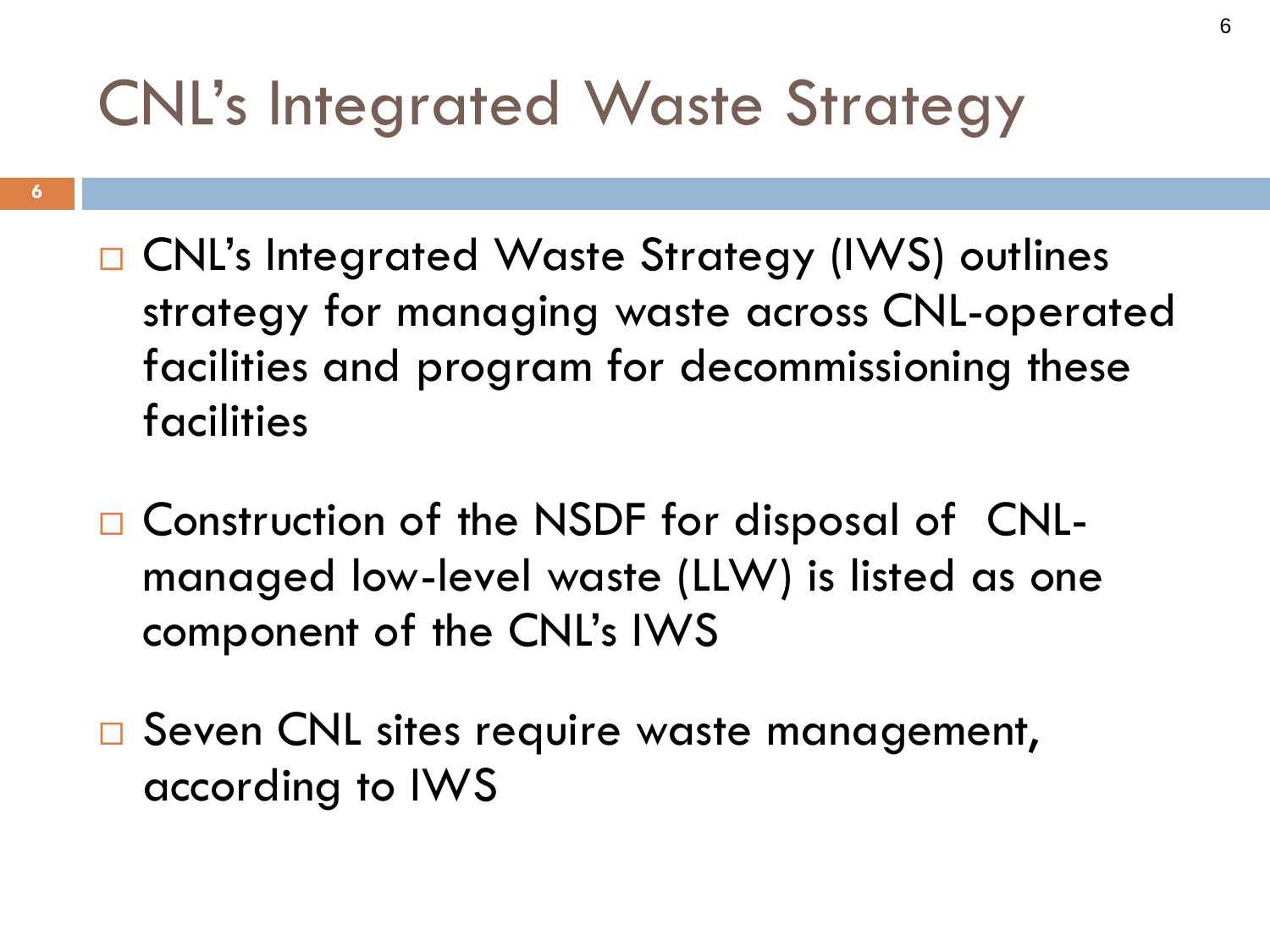# CNL's Integrated Waste Strategy

- CNL's Integrated Waste Strategy (IWS) outlines strategy for managing waste across CNL-operated facilities and program for decommissioning these facilities

- Construction of the NSDF for disposal of CNL-managed low-level waste (LLW) is listed as one component of the CNL's IWS

- Seven CNL sites require waste management, according to IWS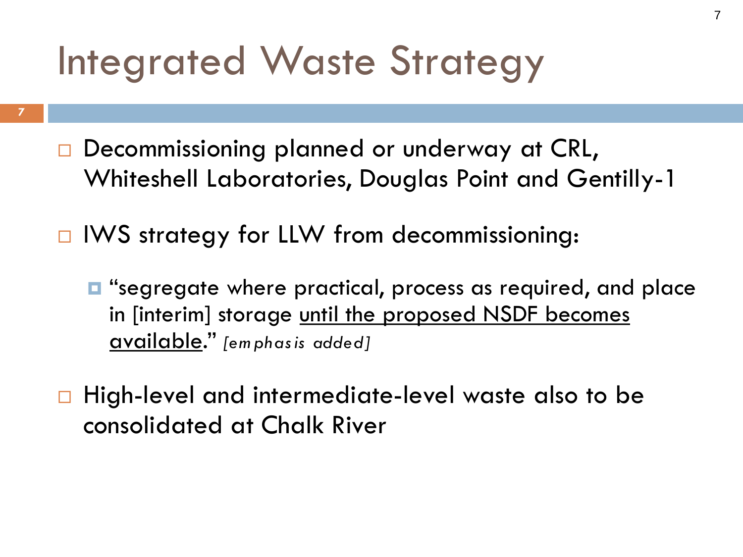# Integrated Waste Strategy

- Decommissioning planned or underway at CRL, Whiteshell Laboratories, Douglas Point and Gentilly-1

- IWS strategy for LLW from decommissioning:

  - "segregate where practical, process as required, and place in [interim] storage <u>until the proposed NSDF becomes available</u>." *[emphasis added]*

- High-level and intermediate-level waste also to be consolidated at Chalk River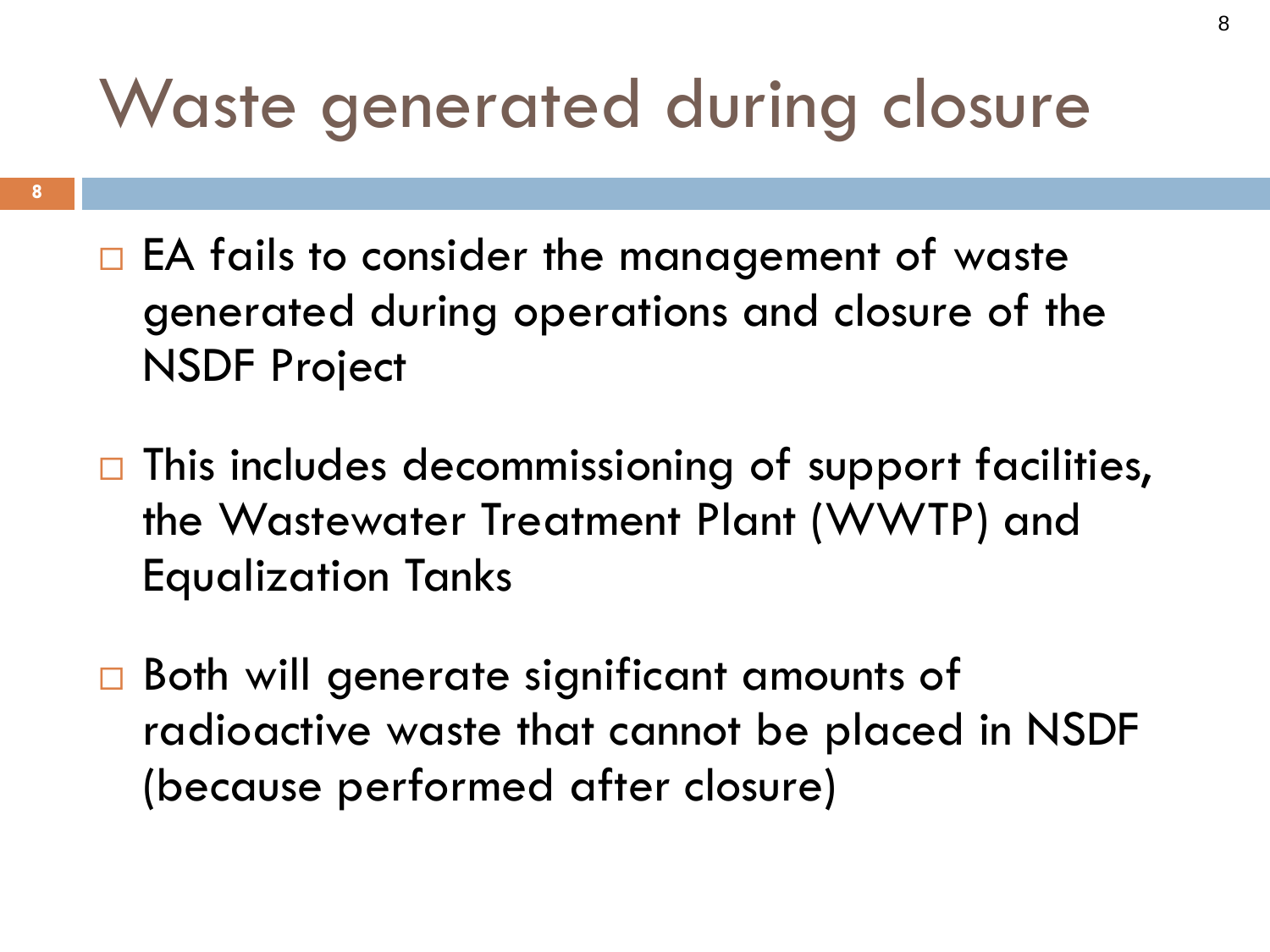# Waste generated during closure

- EA fails to consider the management of waste generated during operations and closure of the NSDF Project
- This includes decommissioning of support facilities, the Wastewater Treatment Plant (WWTP) and Equalization Tanks
- Both will generate significant amounts of radioactive waste that cannot be placed in NSDF (because performed after closure)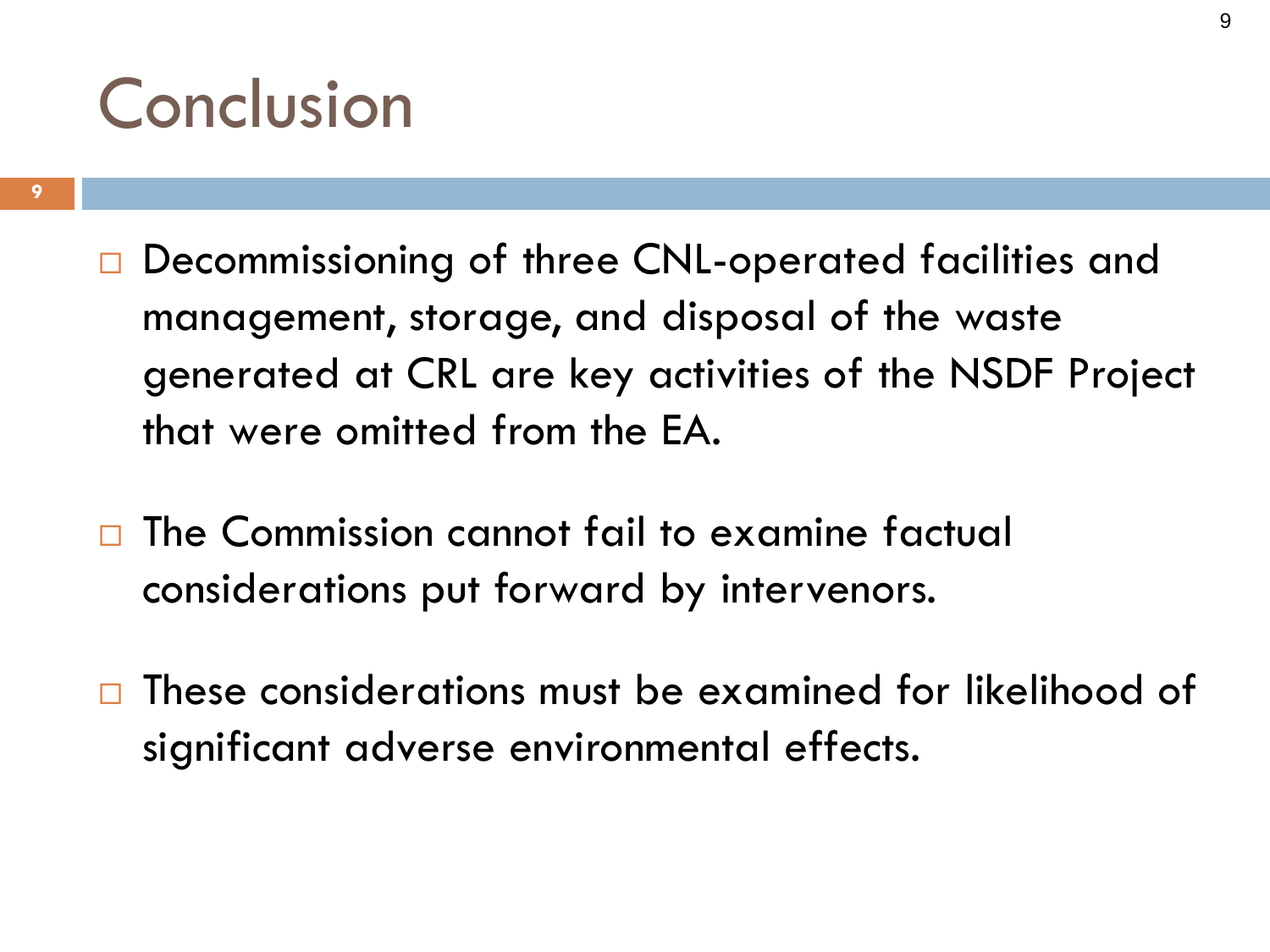# Conclusion

- Decommissioning of three CNL-operated facilities and management, storage, and disposal of the waste generated at CRL are key activities of the NSDF Project that were omitted from the EA.
- The Commission cannot fail to examine factual considerations put forward by intervenors.
- These considerations must be examined for likelihood of significant adverse environmental effects.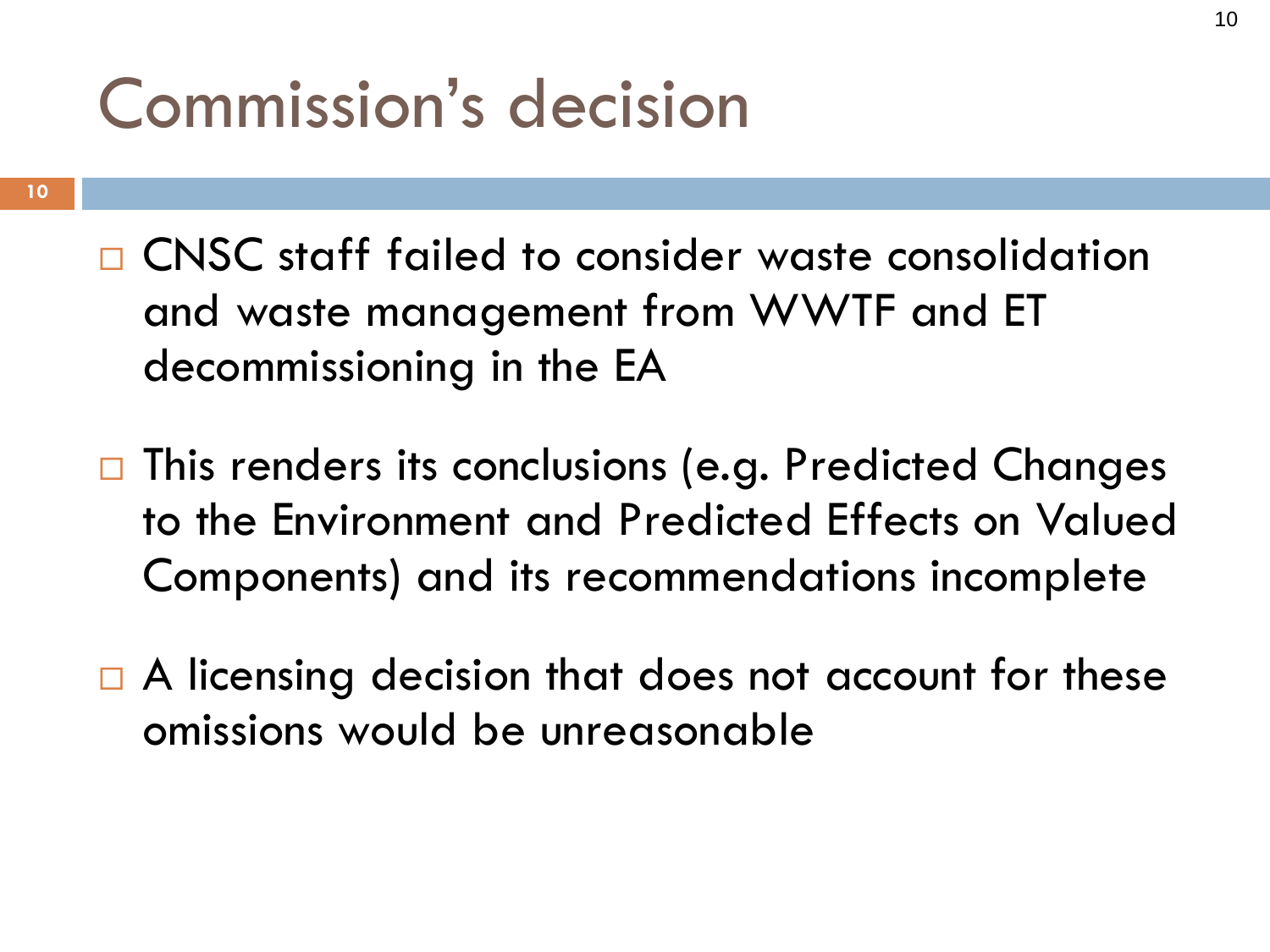# Commission's decision

- CNSC staff failed to consider waste consolidation and waste management from WWTF and ET decommissioning in the EA
- This renders its conclusions (e.g. Predicted Changes to the Environment and Predicted Effects on Valued Components) and its recommendations incomplete
- A licensing decision that does not account for these omissions would be unreasonable